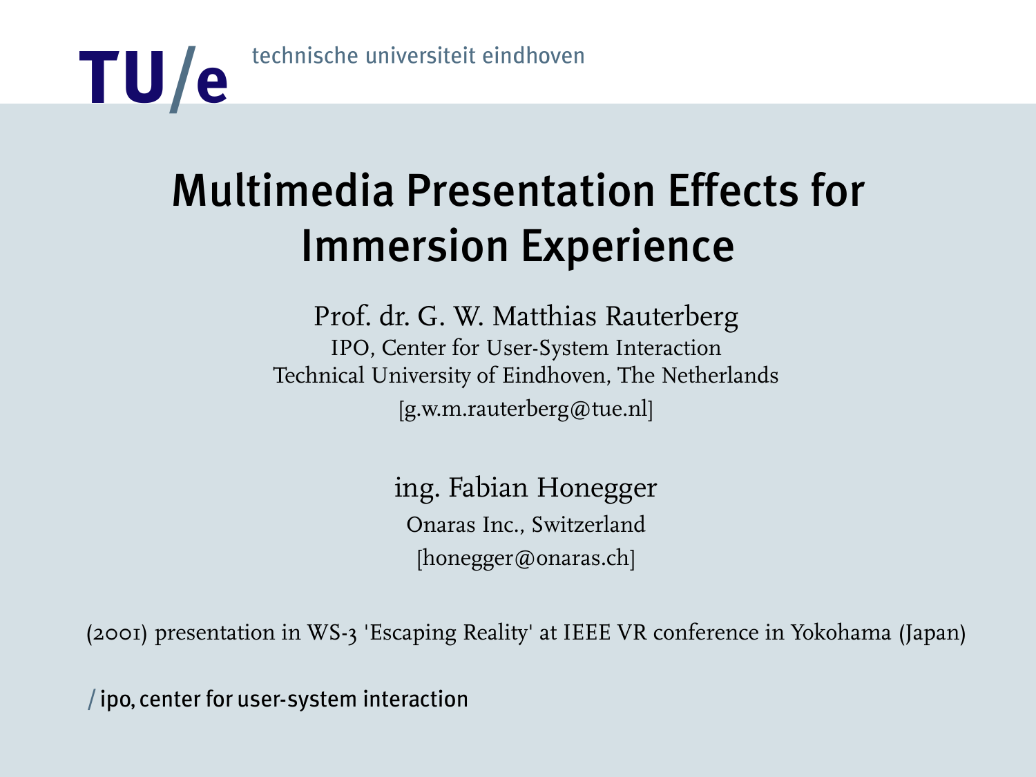TU/e technische universiteit eindhoven

# Multimedia Presentation Effects for Immersion Experience

Prof. dr. G. W. Matthias Rauterberg
IPO, Center for User-System Interaction
Technical University of Eindhoven, The Netherlands
[g.w.m.rauterberg@tue.nl]

ing. Fabian Honegger
Onaras Inc., Switzerland
[honegger@onaras.ch]

(2001) presentation in WS-3 'Escaping Reality' at IEEE VR conference in Yokohama (Japan)

/ ipo, center for user-system interaction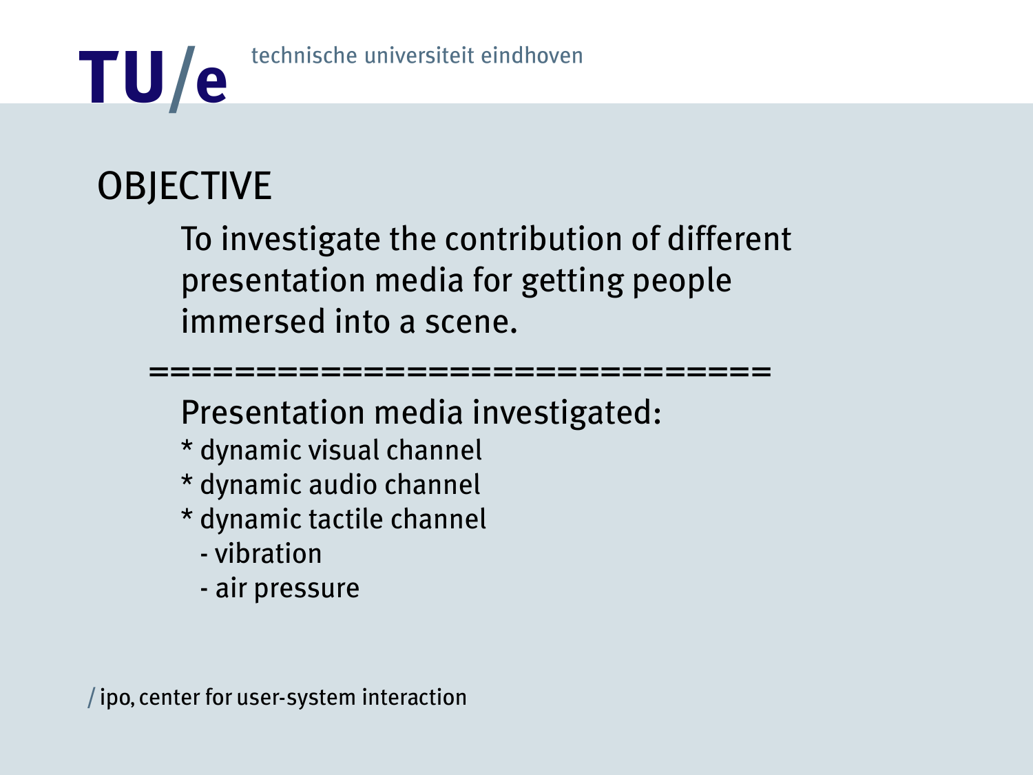# OBJECTIVE

To investigate the contribution of different presentation media for getting people immersed into a scene.

==============================

Presentation media investigated:

* dynamic visual channel
* dynamic audio channel
* dynamic tactile channel
  - vibration
  - air pressure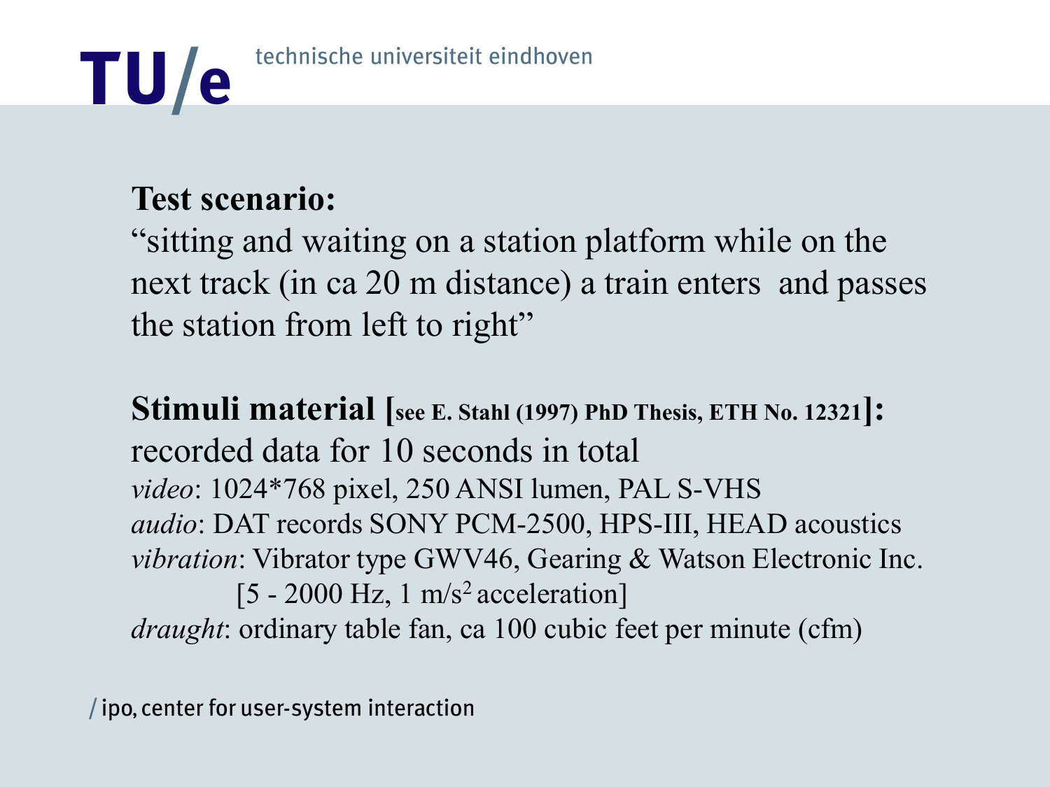**Test scenario:**

"sitting and waiting on a station platform while on the next track (in ca 20 m distance) a train enters and passes the station from left to right"

**Stimuli material [see E. Stahl (1997) PhD Thesis, ETH No. 12321]:**

recorded data for 10 seconds in total

*video*: 1024*768 pixel, 250 ANSI lumen, PAL S-VHS

*audio*: DAT records SONY PCM-2500, HPS-III, HEAD acoustics

*vibration*: Vibrator type GWV46, Gearing & Watson Electronic Inc.
[5 - 2000 Hz, 1 $m/s^2$ acceleration]

*draught*: ordinary table fan, ca 100 cubic feet per minute (cfm)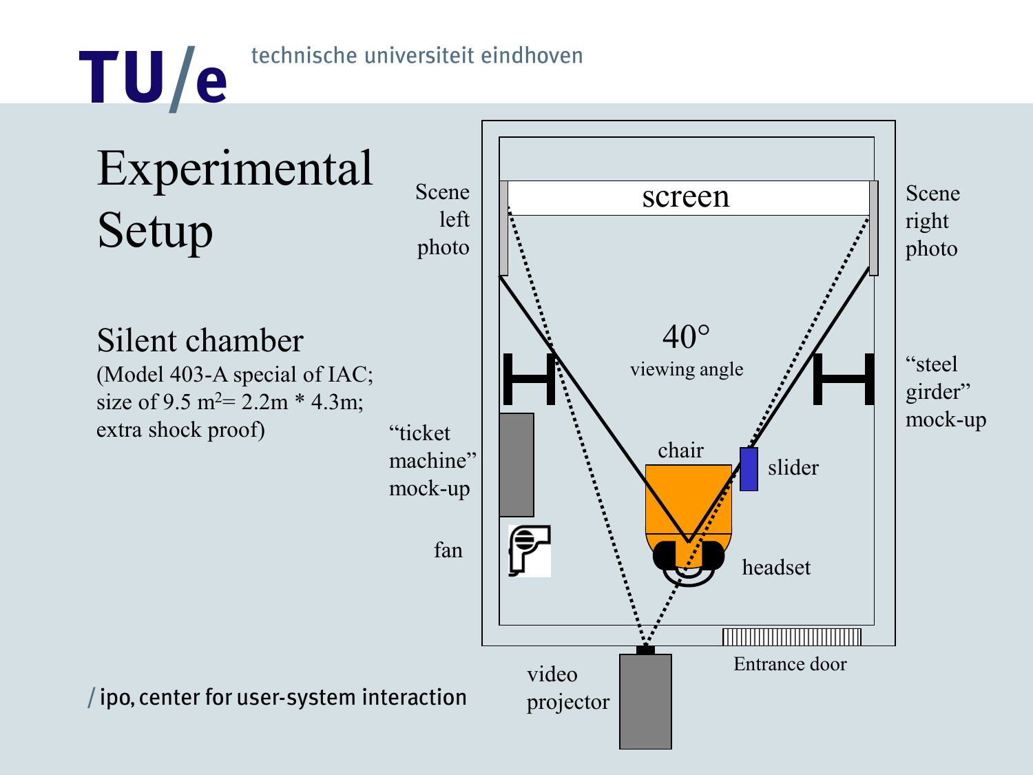# Experimental Setup

## Silent chamber

(Model 403-A special of IAC; size of 9.5 $m^2$= 2.2m * 4.3m; extra shock proof)

Scene left photo

screen

Scene right photo

40° viewing angle

"steel girder" mock-up

"ticket machine" mock-up

chair

slider

fan

headset

video projector

Entrance door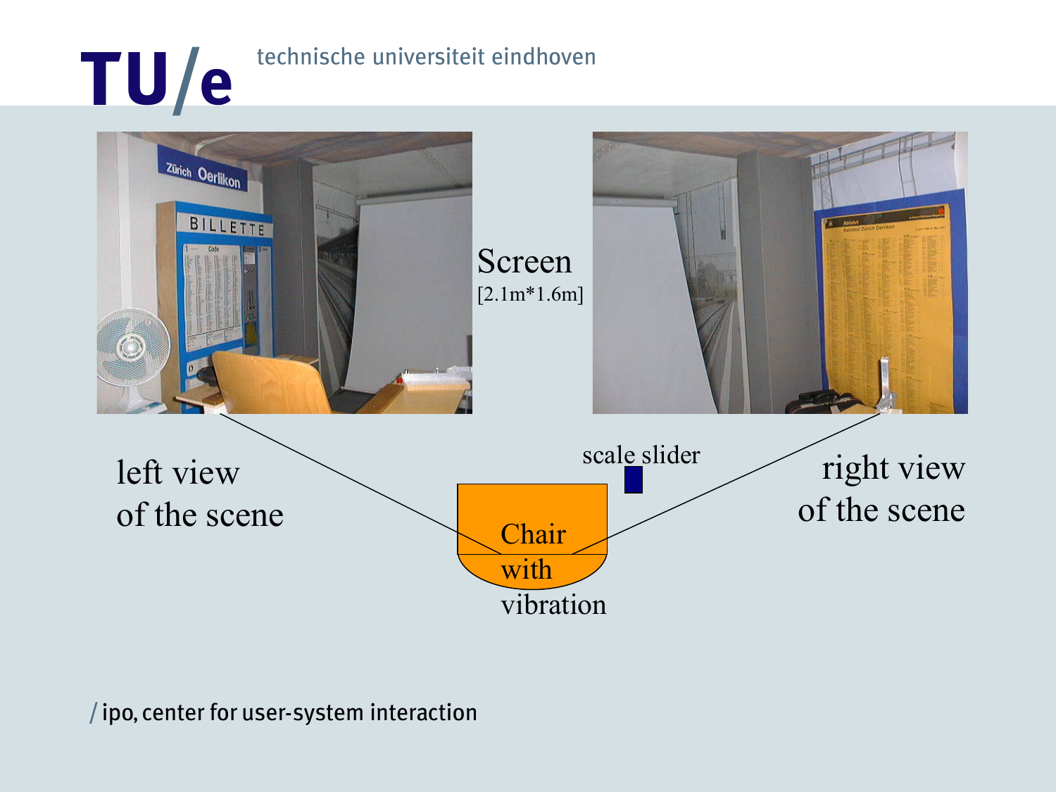Screen
[2.1m*1.6m]

left view
of the scene

scale slider

Chair
with
vibration

right view
of the scene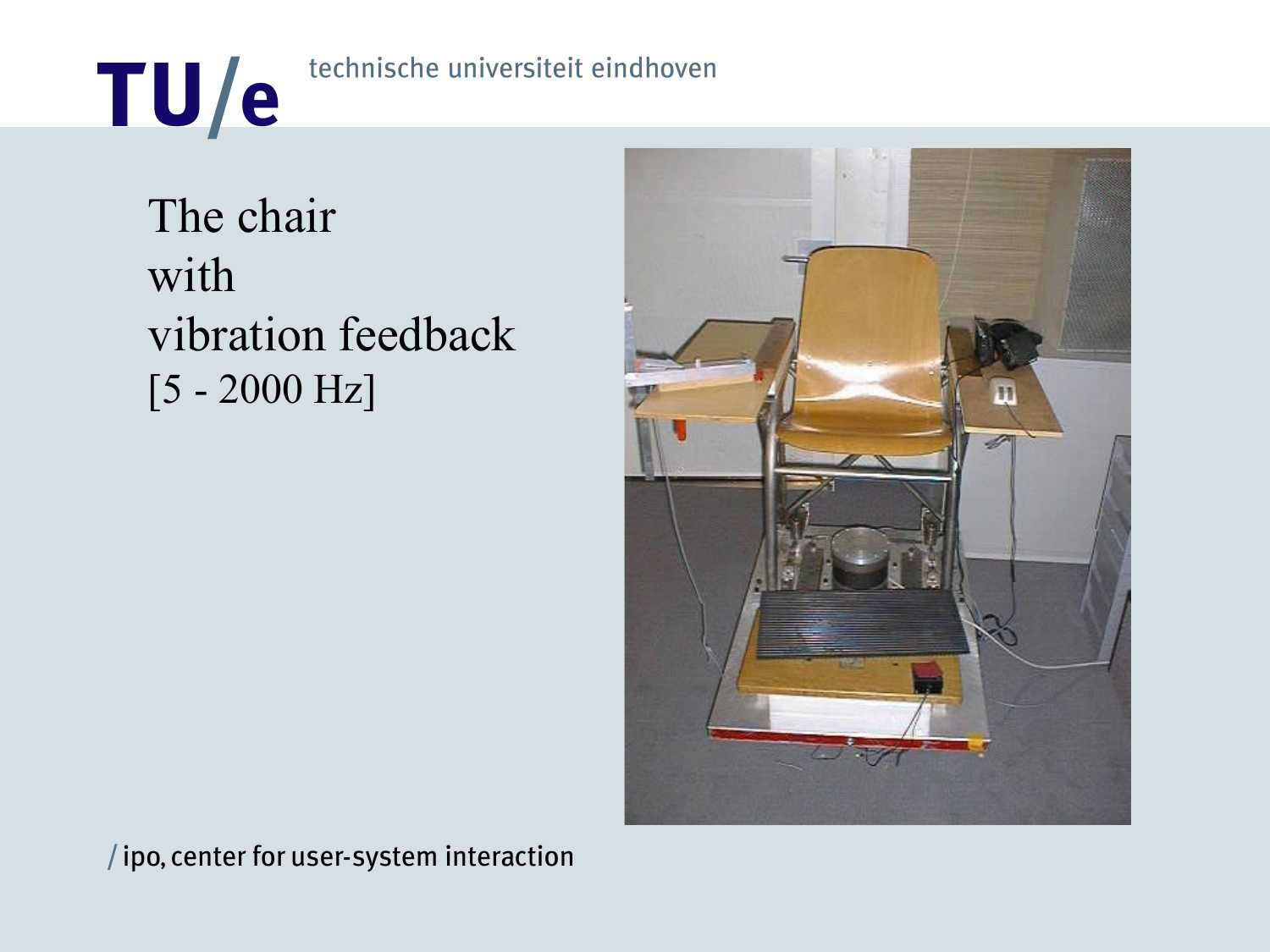The chair
with
vibration feedback
[5 - 2000 Hz]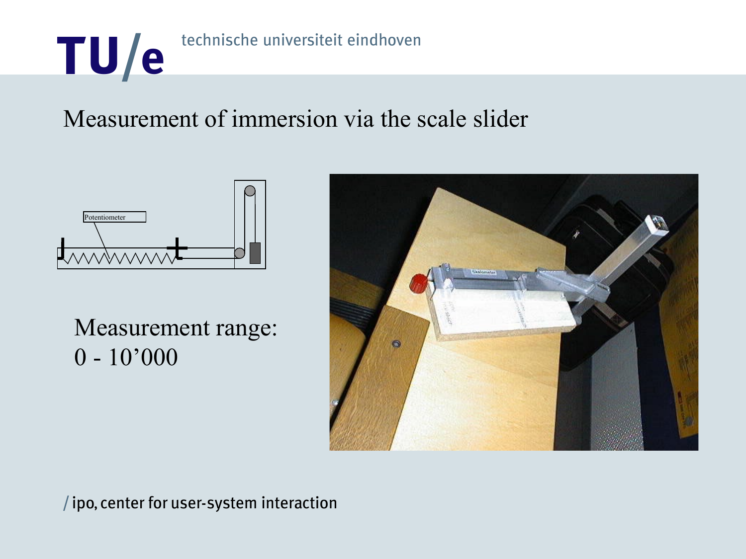# Measurement of immersion via the scale slider

Potentiometer

Measurement range:
0 - 10'000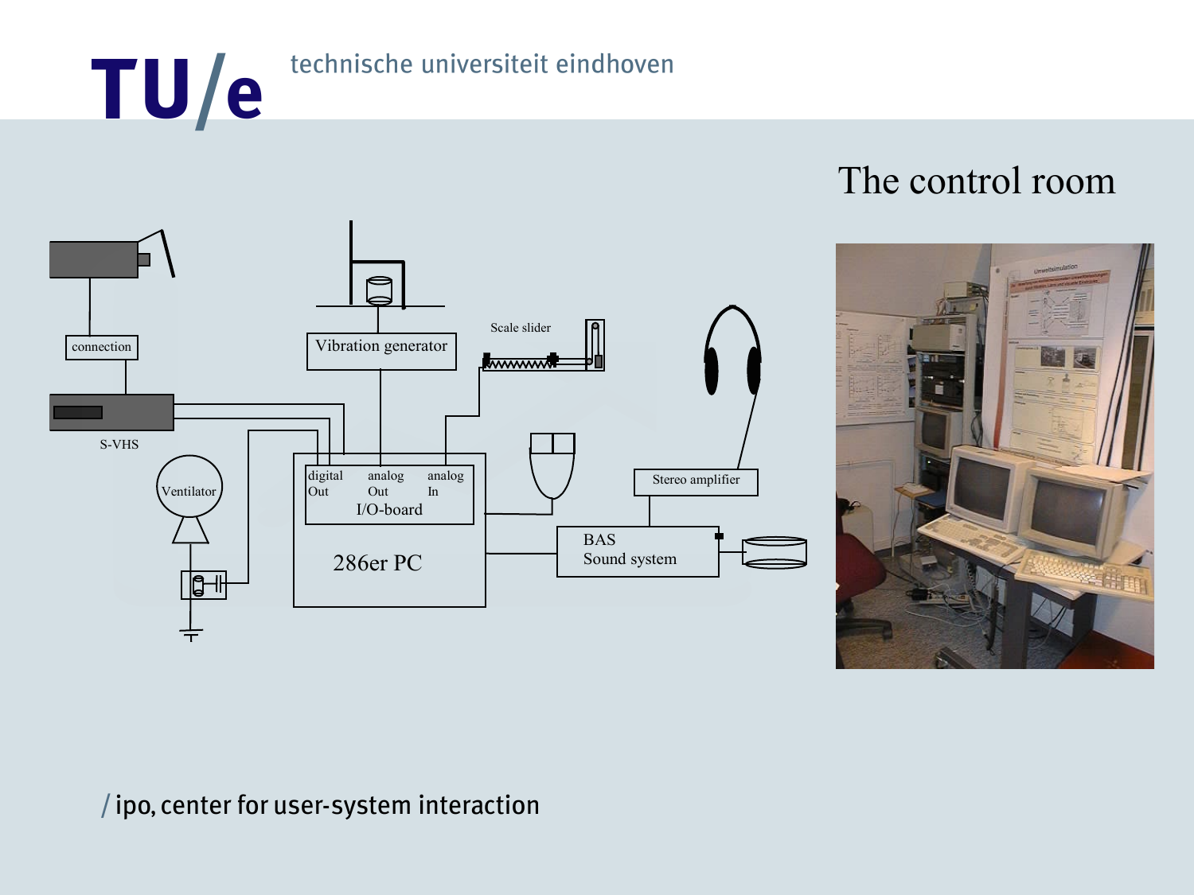# The control room

connection

S-VHS

Ventilator

Vibration generator

Scale slider

digital Out

analog Out

analog In

I/O-board

286er PC

Stereo amplifier

BAS Sound system

/ ipo, center for user-system interaction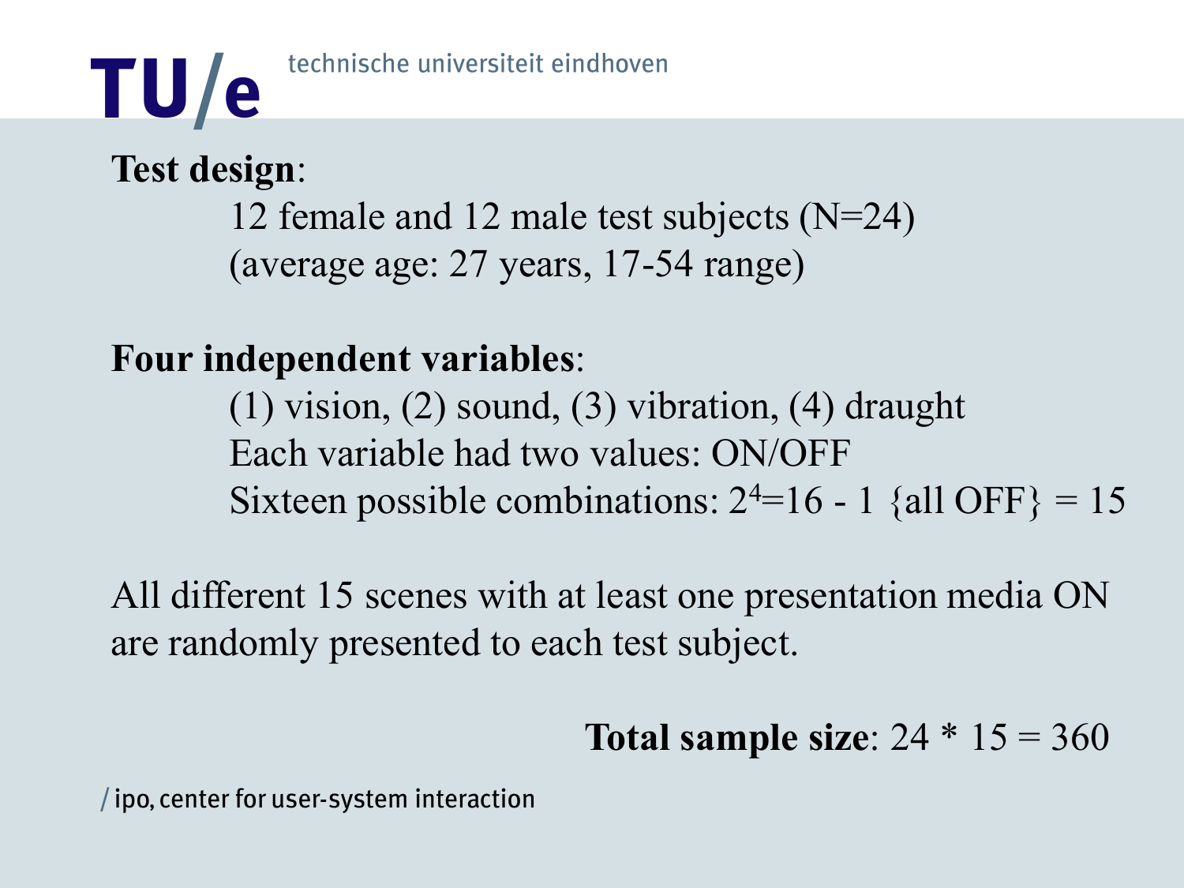**Test design**:

12 female and 12 male test subjects (N=24)
(average age: 27 years, 17-54 range)

**Four independent variables**:

(1) vision, (2) sound, (3) vibration, (4) draught
Each variable had two values: ON/OFF
Sixteen possible combinations: $2^4$=16 - 1 {all OFF} = 15

All different 15 scenes with at least one presentation media ON are randomly presented to each test subject.

**Total sample size**: 24 * 15 = 360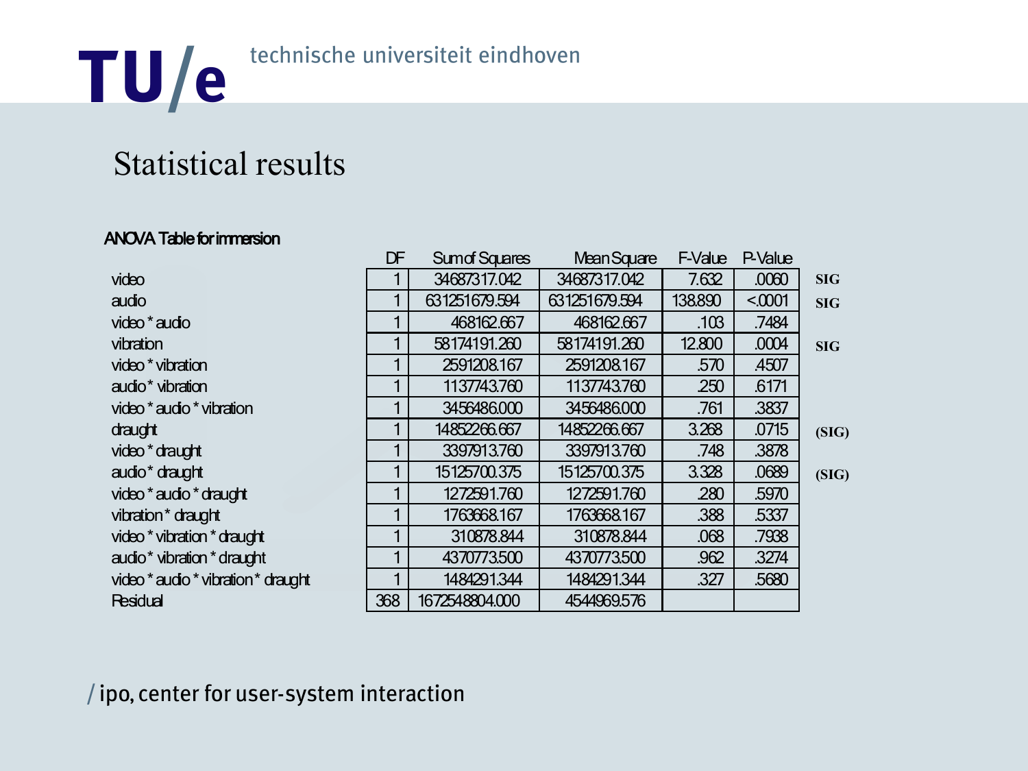# Statistical results

**ANOVA Table for immersion**

| | DF | Sum of Squares | Mean Square | F-Value | P-Value | |
|---|---|---|---|---|---|---|
| video | 1 | 34687317.042 | 34687317.042 | 7.632 | .0060 | SIG |
| audio | 1 | 631251679.594 | 631251679.594 | 138.890 | <.0001 | SIG |
| video * audio | 1 | 468162.667 | 468162.667 | .103 | .7484 | |
| vibration | 1 | 58174191.260 | 58174191.260 | 12.800 | .0004 | SIG |
| video * vibration | 1 | 2591208.167 | 2591208.167 | .570 | .4507 | |
| audio * vibration | 1 | 1137743.760 | 1137743.760 | .250 | .6171 | |
| video * audio * vibration | 1 | 3456486.000 | 3456486.000 | .761 | .3837 | |
| draught | 1 | 14852266.667 | 14852266.667 | 3.268 | .0715 | (SIG) |
| video * draught | 1 | 3397913.760 | 3397913.760 | .748 | .3878 | |
| audio * draught | 1 | 15125700.375 | 15125700.375 | 3.328 | .0689 | (SIG) |
| video * audio * draught | 1 | 1272591.760 | 1272591.760 | .280 | .5970 | |
| vibration * draught | 1 | 1763668.167 | 1763668.167 | .388 | .5337 | |
| video * vibration * draught | 1 | 310878.844 | 310878.844 | .068 | .7938 | |
| audio * vibration * draught | 1 | 4370773.500 | 4370773.500 | .962 | .3274 | |
| video * audio * vibration * draught | 1 | 1484291.344 | 1484291.344 | .327 | .5680 | |
| Residual | 368 | 1672548804.000 | 4544969.576 | | | |

/ ipo, center for user-system interaction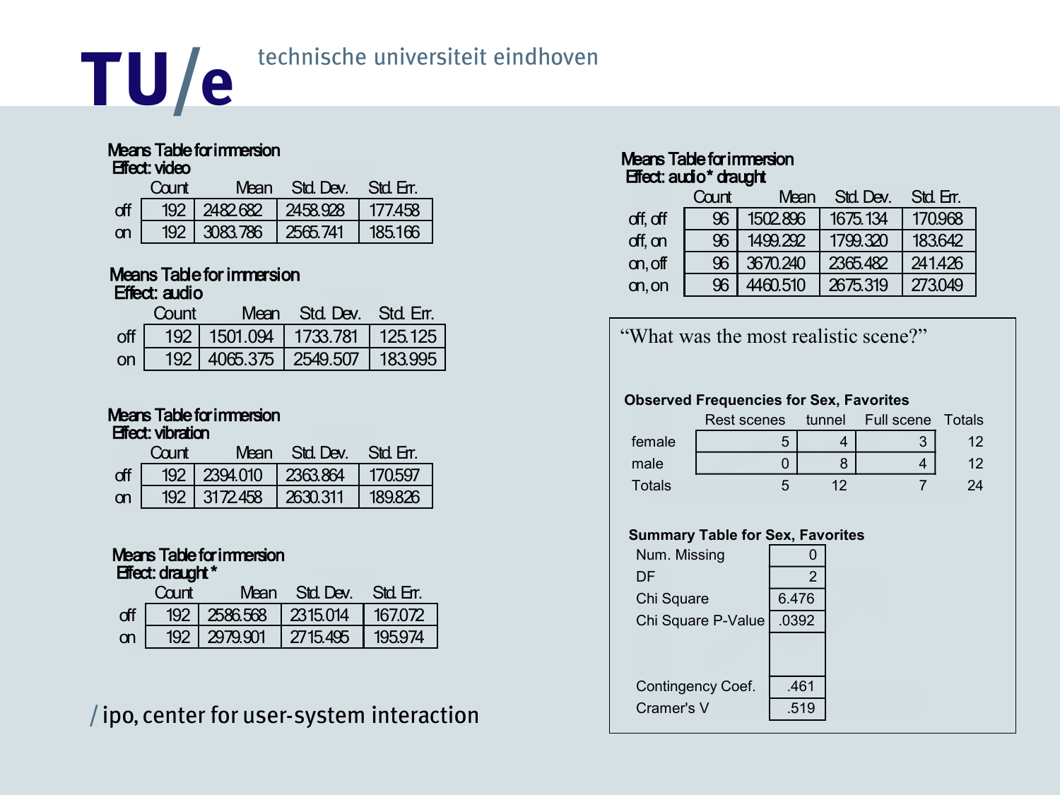### Means Table for immersion
Effect: video

| | Count | Mean | Std. Dev. | Std. Err. |
|---|---|---|---|---|
| off | 192 | 2482.682 | 2458.928 | 177.458 |
| on | 192 | 3083.786 | 2565.741 | 185.166 |

### Means Table for immersion
Effect: audio

| | Count | Mean | Std. Dev. | Std. Err. |
|---|---|---|---|---|
| off | 192 | 1501.094 | 1733.781 | 125.125 |
| on | 192 | 4065.375 | 2549.507 | 183.995 |

### Means Table for immersion
Effect: vibration

| | Count | Mean | Std. Dev. | Std. Err. |
|---|---|---|---|---|
| off | 192 | 2394.010 | 2363.864 | 170.597 |
| on | 192 | 3172.458 | 2630.311 | 189.826 |

### Means Table for immersion
Effect: draught *

| | Count | Mean | Std. Dev. | Std. Err. |
|---|---|---|---|---|
| off | 192 | 2586.568 | 2315.014 | 167.072 |
| on | 192 | 2979.901 | 2715.495 | 195.974 |

### Means Table for immersion
Effect: audio * draught

| | Count | Mean | Std. Dev. | Std. Err. |
|---|---|---|---|---|
| off, off | 96 | 1502.896 | 1675.134 | 170.968 |
| off, on | 96 | 1499.292 | 1799.320 | 183.642 |
| on, off | 96 | 3670.240 | 2365.482 | 241.426 |
| on, on | 96 | 4460.510 | 2675.319 | 273.049 |

“What was the most realistic scene?”

**Observed Frequencies for Sex, Favorites**

| | Rest scenes | tunnel | Full scene | Totals |
|---|---|---|---|---|
| female | 5 | 4 | 3 | 12 |
| male | 0 | 8 | 4 | 12 |
| Totals | 5 | 12 | 7 | 24 |

**Summary Table for Sex, Favorites**

| | |
|---|---|
| Num. Missing | 0 |
| DF | 2 |
| Chi Square | 6.476 |
| Chi Square P-Value | .0392 |
| | |
| Contingency Coef. | .461 |
| Cramer's V | .519 |

/ ipo, center for user-system interaction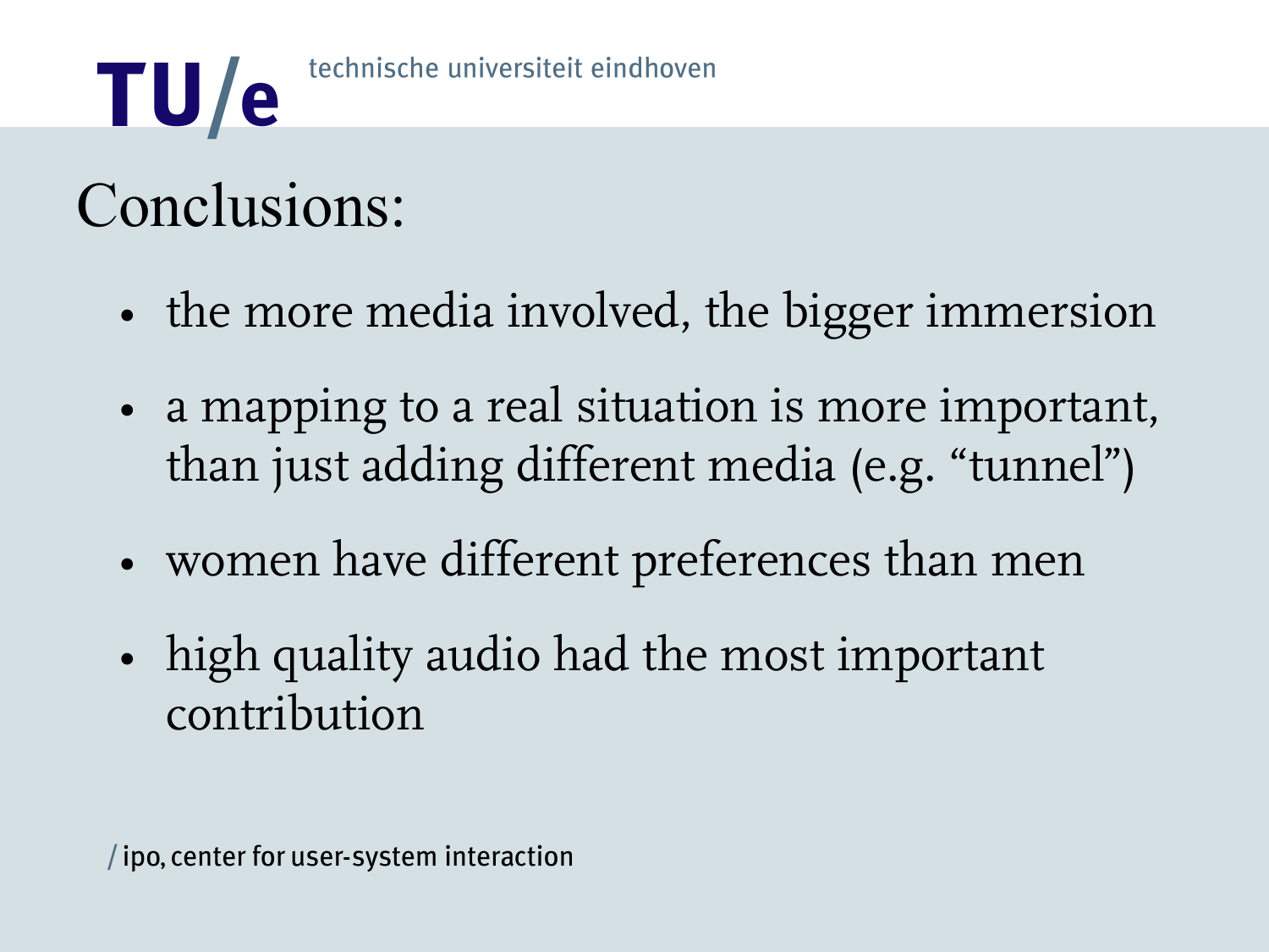# Conclusions:

- the more media involved, the bigger immersion
- a mapping to a real situation is more important, than just adding different media (e.g. “tunnel”)
- women have different preferences than men
- high quality audio had the most important contribution